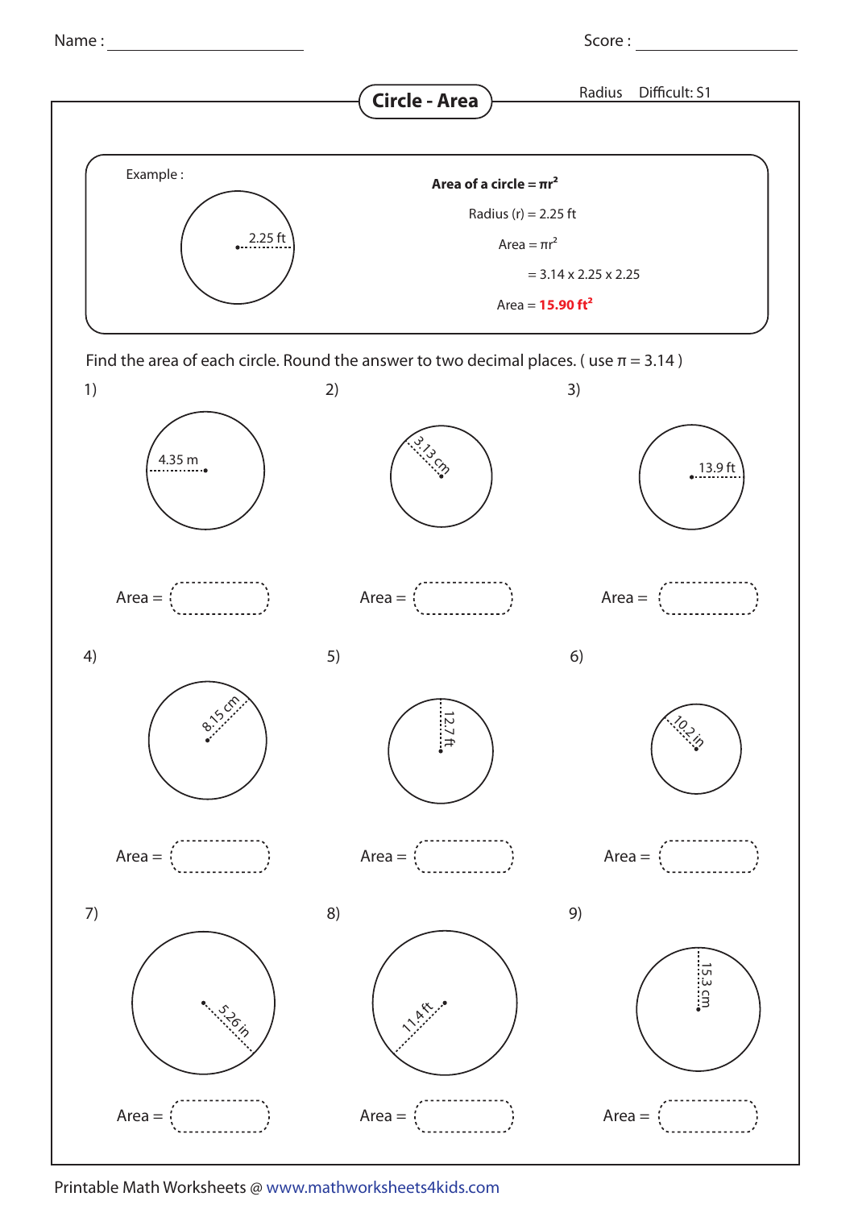Name : ______________ Score : ______________

# Circle - Area

Radius Difficult: S1

Example :

2.25 ft

**Area of a circle = $\pi r^2$**

Radius (r) = 2.25 ft

Area = $\pi r^2$

= 3.14 x 2.25 x 2.25

Area = **15.90 $ft^2$**

Find the area of each circle. Round the answer to two decimal places. ( use $\pi$ = 3.14 )

1) 4.35 m

Area = 

2) 3.13 cm

Area = 

3) 13.9 ft

Area = 

4) 8.15 cm

Area = 

5) 12.7 ft

Area = 

6) 10.2 in

Area = 

7) 5.26 in

Area = 

8) 11.4 ft

Area = 

9) 15.3 cm

Area = 

Printable Math Worksheets @ www.mathworksheets4kids.com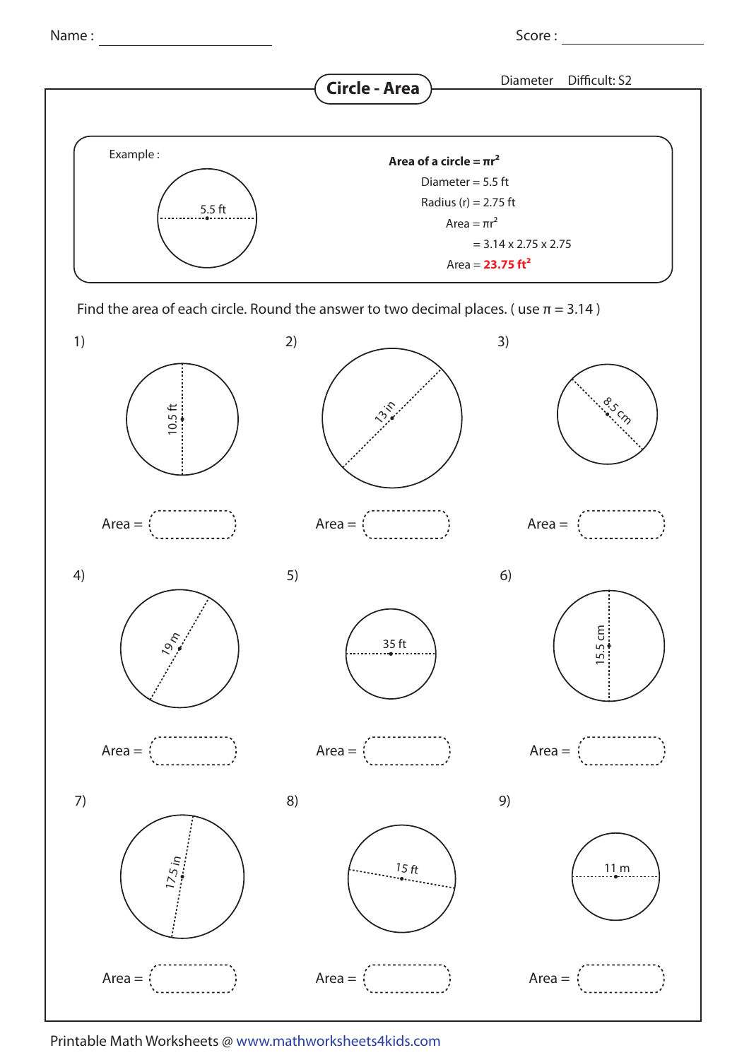Name : ____________________ Score : ____________________

# Circle - Area

Diameter Difficult: S2

Example :

5.5 ft

**Area of a circle = $\pi r^2$**

Diameter = 5.5 ft

Radius (r) = 2.75 ft

Area = $\pi r^2$

= 3.14 x 2.75 x 2.75

Area = **23.75 $ft^2$**

Find the area of each circle. Round the answer to two decimal places. ( use $\pi$ = 3.14 )

1) 10.5 ft

Area = 

2) 13 in

Area = 

3) 8.5 cm

Area = 

4) 19 m

Area = 

5) 35 ft

Area = 

6) 15.5 cm

Area = 

7) 17.5 in

Area = 

8) 15 ft

Area = 

9) 11 m

Area = 

Printable Math Worksheets @ www.mathworksheets4kids.com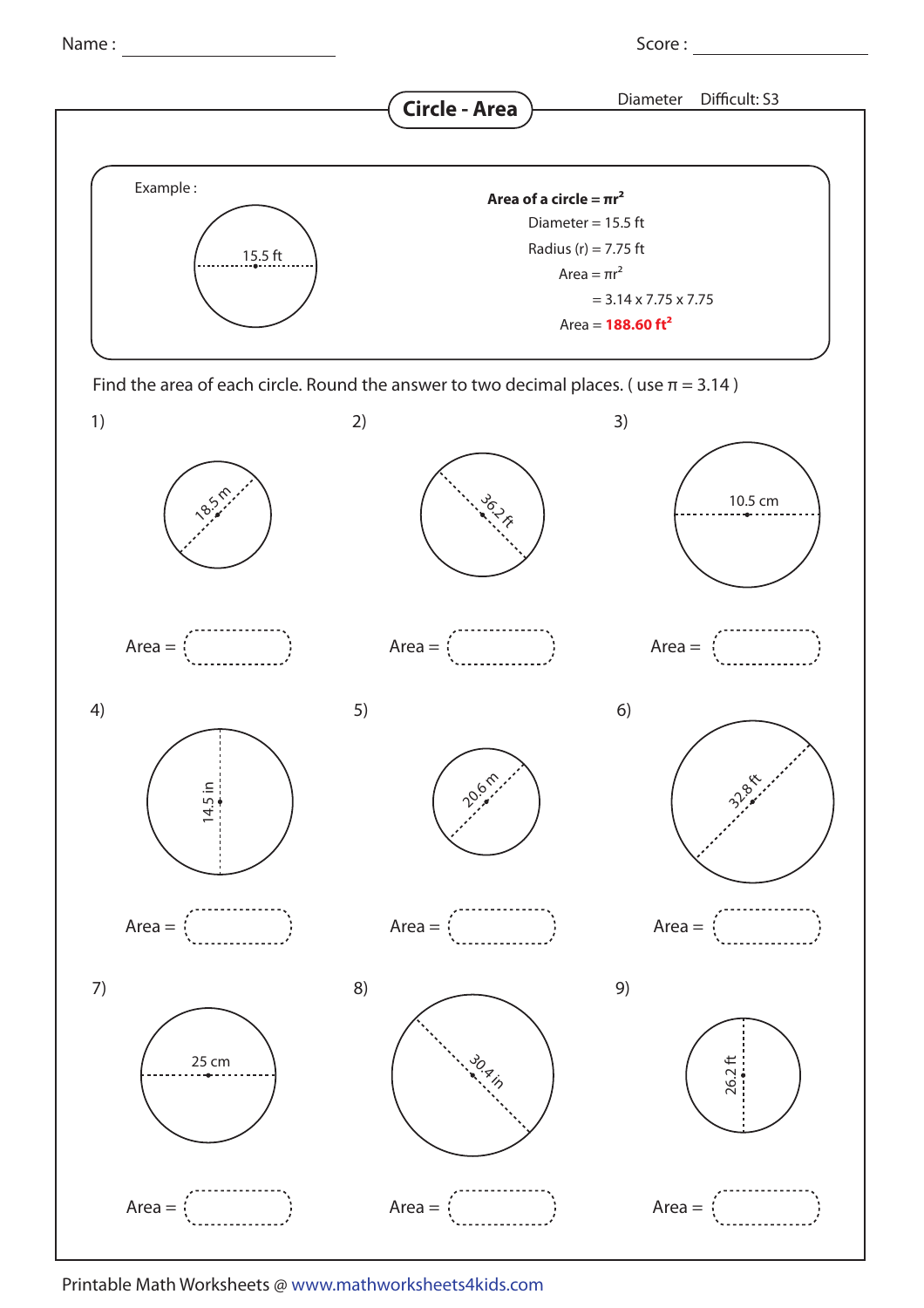Name : ____________ Score : ____________

# Circle - Area

Diameter Difficult: S3

Example :

15.5 ft

**Area of a circle = $\pi r^2$**

Diameter = 15.5 ft

Radius (r) = 7.75 ft

Area = $\pi r^2$

= 3.14 x 7.75 x 7.75

Area = **188.60 ft$^2$**

Find the area of each circle. Round the answer to two decimal places. ( use $\pi$ = 3.14 )

1) 18.5 m

Area = 

2) 36.2 ft

Area = 

3) 10.5 cm

Area = 

4) 14.5 in

Area = 

5) 20.6 m

Area = 

6) 32.8 ft

Area = 

7) 25 cm

Area = 

8) 30.4 in

Area = 

9) 26.2 ft

Area = 

Printable Math Worksheets @ www.mathworksheets4kids.com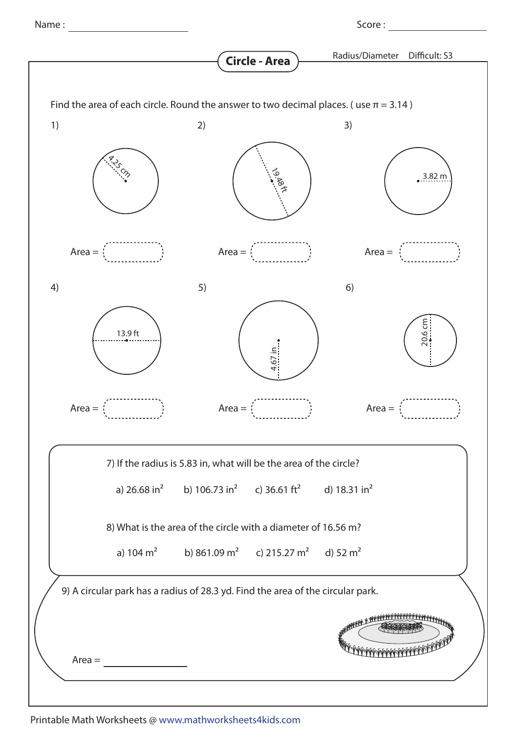Name : \_\_\_\_\_\_\_\_\_\_\_\_\_\_\_\_\_\_\_\_ Score : \_\_\_\_\_\_\_\_\_\_\_\_\_\_\_\_

# Circle - Area

Radius/Diameter Difficult: S3

Find the area of each circle. Round the answer to two decimal places. ( use $\pi$ = 3.14 )

1) 4.25 cm

Area =

2) 19.48 ft

Area =

3) 3.82 m

Area =

4) 13.9 ft

Area =

5) 4.67 in

Area =

6) 20.6 cm

Area =

7) If the radius is 5.83 in, what will be the area of the circle?

a) 26.68 in$^2$  b) 106.73 in$^2$  c) 36.61 ft$^2$  d) 18.31 in$^2$

8) What is the area of the circle with a diameter of 16.56 m?

a) 104 m$^2$  b) 861.09 m$^2$  c) 215.27 m$^2$  d) 52 m$^2$

9) A circular park has a radius of 28.3 yd. Find the area of the circular park.

Area = \_\_\_\_\_\_\_\_\_\_\_\_\_\_\_\_

Printable Math Worksheets @ www.mathworksheets4kids.com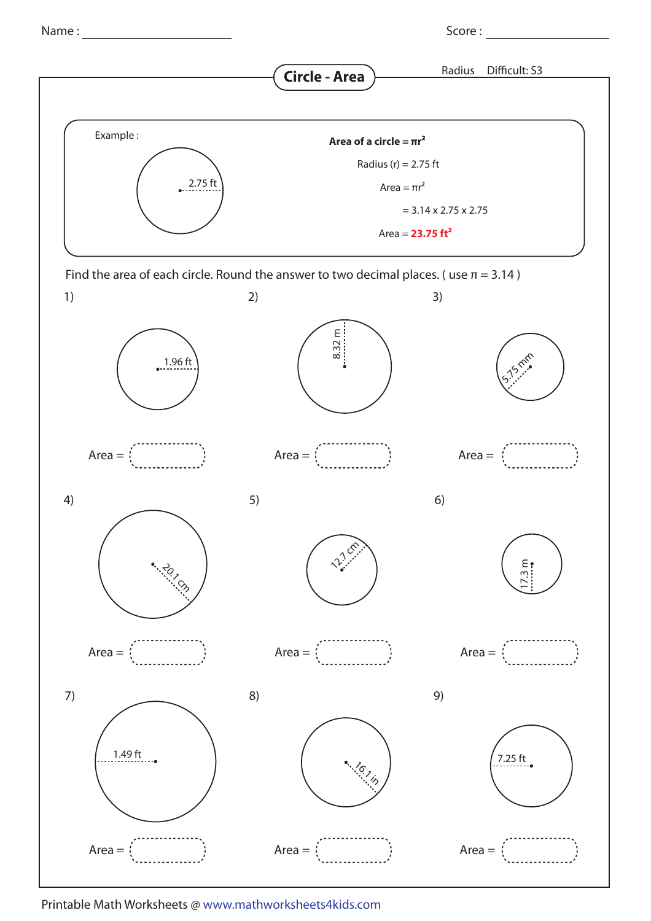Name : ____________________ Score : ____________________

# Circle - Area

Radius Difficult: S3

Example :

2.75 ft

**Area of a circle = $\pi r^2$**

Radius (r) = 2.75 ft

Area = $\pi r^2$

= 3.14 x 2.75 x 2.75

Area = **23.75 $ft^2$**

Find the area of each circle. Round the answer to two decimal places. ( use $\pi$ = 3.14 )

1) 1.96 ft

Area = 

2) 8.32 m

Area = 

3) 5.75 mm

Area = 

4) 20.1 cm

Area = 

5) 12.7 cm

Area = 

6) 17.3 m

Area = 

7) 1.49 ft

Area = 

8) 16.1 in

Area = 

9) 7.25 ft

Area = 

Printable Math Worksheets @ www.mathworksheets4kids.com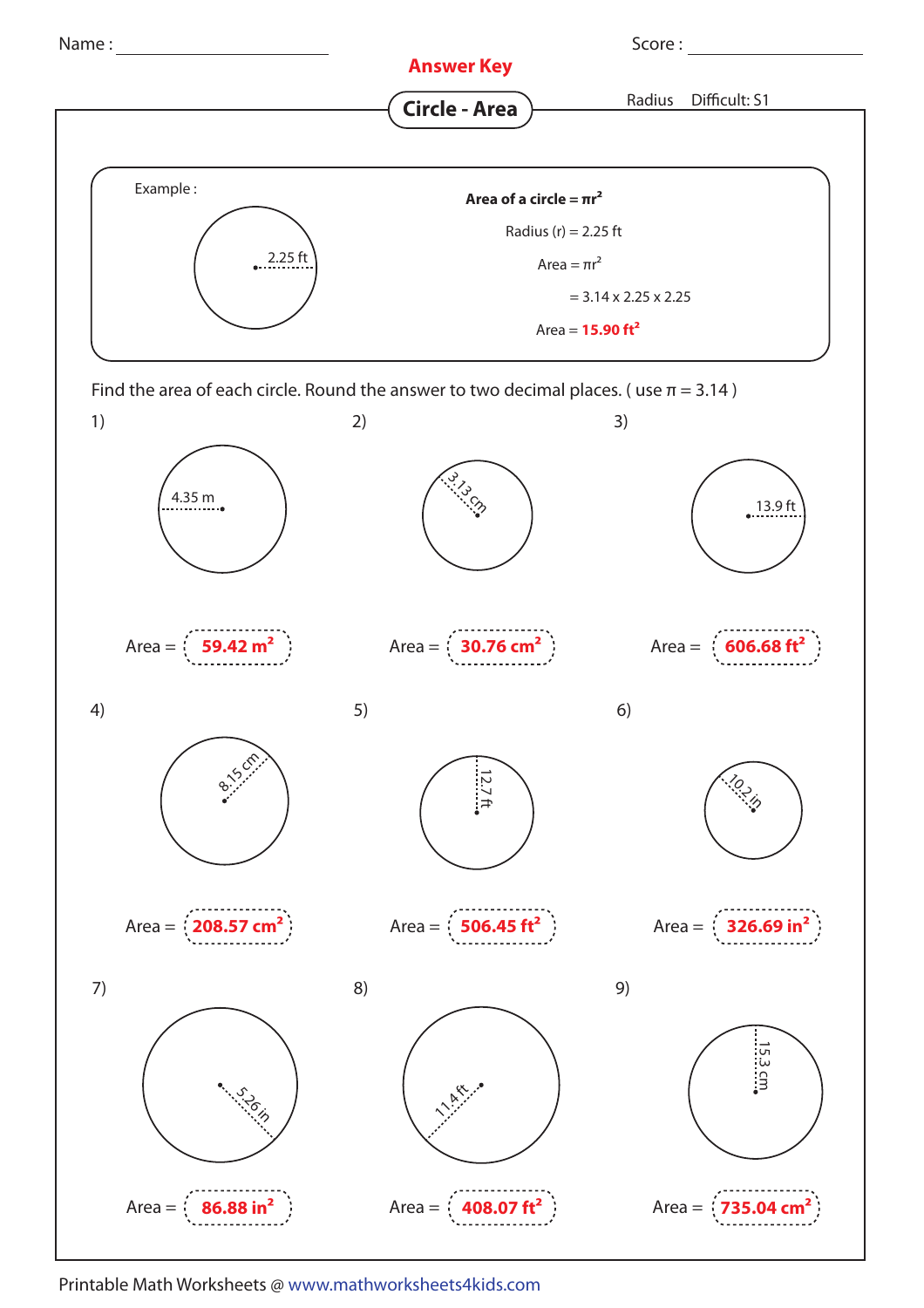Name : ______________________ Score : ______________________

**Answer Key**

## Circle - Area

Radius Difficult: S1

Example :

2.25 ft

**Area of a circle = $\pi r^2$**

Radius (r) = 2.25 ft

Area = $\pi r^2$

= 3.14 x 2.25 x 2.25

Area = **15.90 $ft^2$**

Find the area of each circle. Round the answer to two decimal places. ( use $\pi$ = 3.14 )

1) 4.35 m

Area = **59.42 $m^2$**

2) 3.13 cm

Area = **30.76 $cm^2$**

3) 13.9 ft

Area = **606.68 $ft^2$**

4) 8.15 cm

Area = **208.57 $cm^2$**

5) 12.7 ft

Area = **506.45 $ft^2$**

6) 10.2 in

Area = **326.69 $in^2$**

7) 5.26 in

Area = **86.88 $in^2$**

8) 11.4 ft

Area = **408.07 $ft^2$**

9) 15.3 cm

Area = **735.04 $cm^2$**

Printable Math Worksheets @ www.mathworksheets4kids.com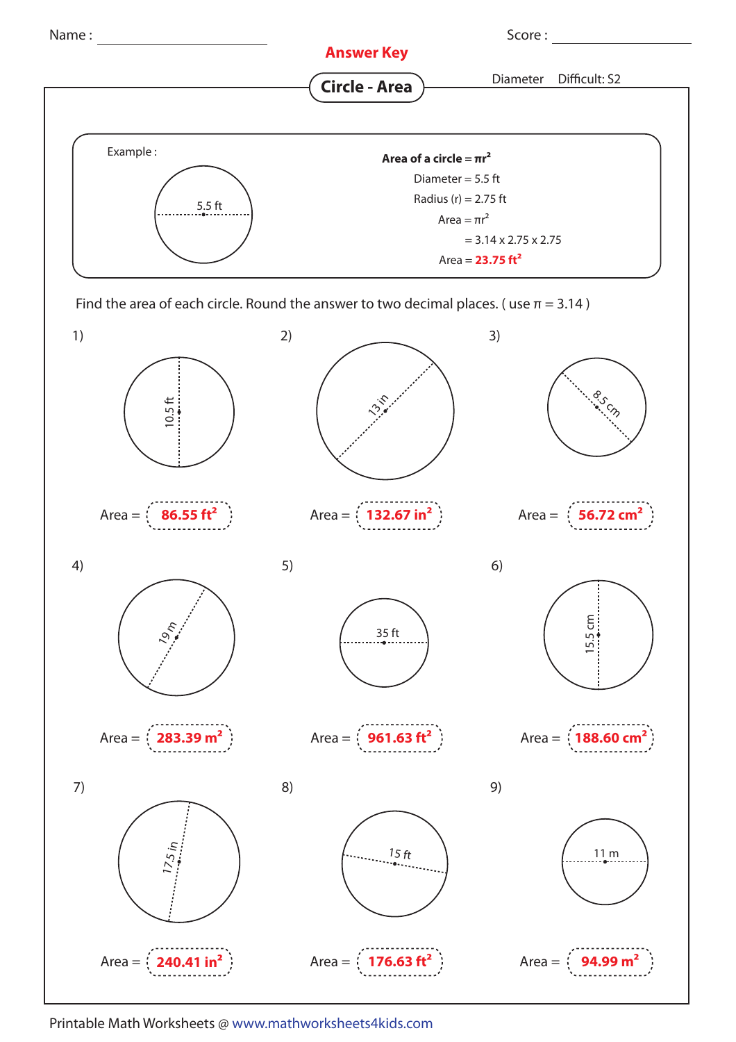Name : ____________________ Score : ____________________

**Answer Key**

## Circle - Area

Diameter Difficult: S2

Example :

5.5 ft

**Area of a circle = $\pi r^2$**

Diameter = 5.5 ft

Radius (r) = 2.75 ft

Area = $\pi r^2$

= 3.14 x 2.75 x 2.75

Area = **23.75 ft$^2$**

Find the area of each circle. Round the answer to two decimal places. ( use $\pi$ = 3.14 )

1) 10.5 ft

Area = **86.55 ft$^2$**

2) 13 in

Area = **132.67 in$^2$**

3) 8.5 cm

Area = **56.72 cm$^2$**

4) 19 m

Area = **283.39 m$^2$**

5) 35 ft

Area = **961.63 ft$^2$**

6) 15.5 cm

Area = **188.60 cm$^2$**

7) 17.5 in

Area = **240.41 in$^2$**

8) 15 ft

Area = **176.63 ft$^2$**

9) 11 m

Area = **94.99 m$^2$**

Printable Math Worksheets @ www.mathworksheets4kids.com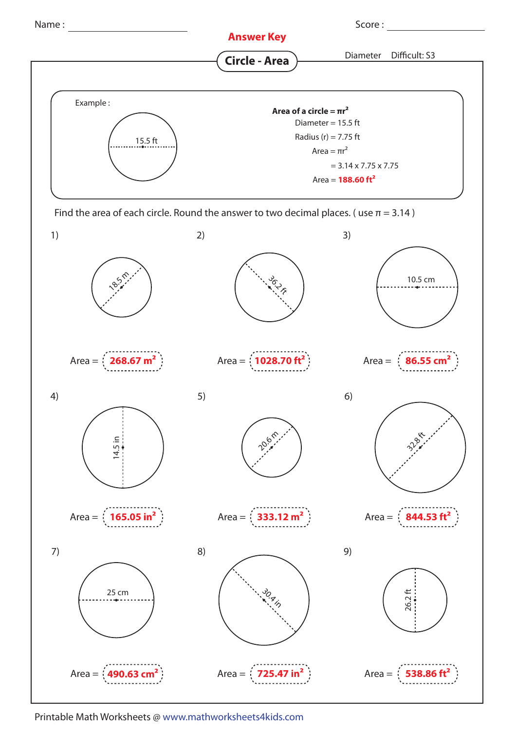Name : ________________ Score : ________________

**Answer Key**

# Circle - Area

Diameter Difficult: S3

Example :

15.5 ft

**Area of a circle = $\pi r^2$**

Diameter = 15.5 ft

Radius (r) = 7.75 ft

Area = $\pi r^2$

= 3.14 x 7.75 x 7.75

Area = **188.60 $ft^2$**

Find the area of each circle. Round the answer to two decimal places. ( use $\pi$ = 3.14 )

1) 18.5 m

Area = **268.67 $m^2$**

2) 36.2 ft

Area = **1028.70 $ft^2$**

3) 10.5 cm

Area = **86.55 $cm^2$**

4) 14.5 in

Area = **165.05 $in^2$**

5) 20.6 m

Area = **333.12 $m^2$**

6) 32.8 ft

Area = **844.53 $ft^2$**

7) 25 cm

Area = **490.63 $cm^2$**

8) 30.4 in

Area = **725.47 $in^2$**

9) 26.2 ft

Area = **538.86 $ft^2$**

Printable Math Worksheets @ www.mathworksheets4kids.com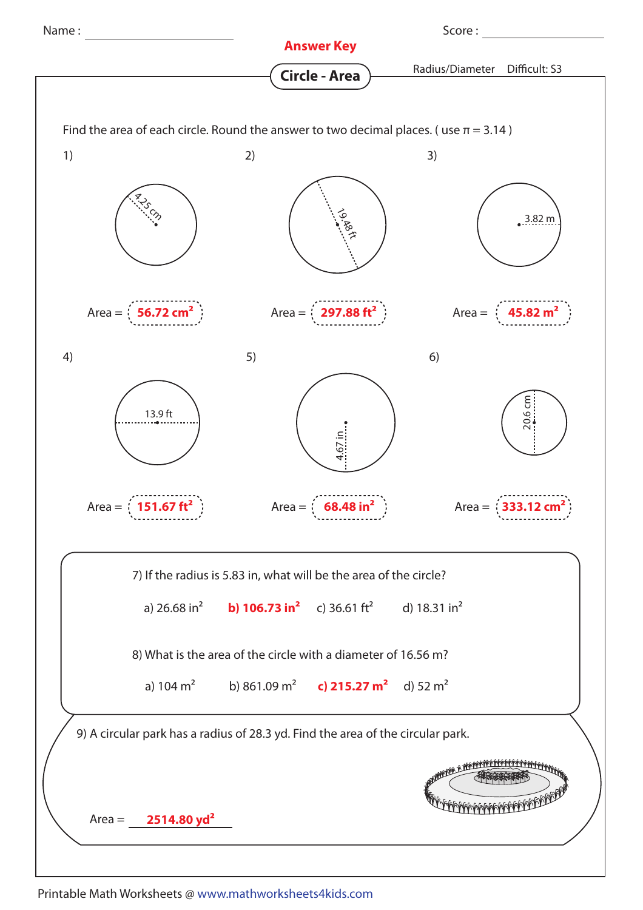Name : ________________ Score : ________________

**Answer Key**

# Circle - Area

Radius/Diameter Difficult: S3

Find the area of each circle. Round the answer to two decimal places. ( use $\pi = 3.14$ )

1) 4.25 cm

Area = **56.72 cm²**

2) 19.48 ft

Area = **297.88 ft²**

3) 3.82 m

Area = **45.82 m²**

4) 13.9 ft

Area = **151.67 ft²**

5) 4.67 in

Area = **68.48 in²**

6) 20.6 cm

Area = **333.12 cm²**

7) If the radius is 5.83 in, what will be the area of the circle?

a) 26.68 in² **b) 106.73 in²** c) 36.61 ft² d) 18.31 in²

8) What is the area of the circle with a diameter of 16.56 m?

a) 104 m² b) 861.09 m² **c) 215.27 m²** d) 52 m²

9) A circular park has a radius of 28.3 yd. Find the area of the circular park.

Area = **2514.80 yd²**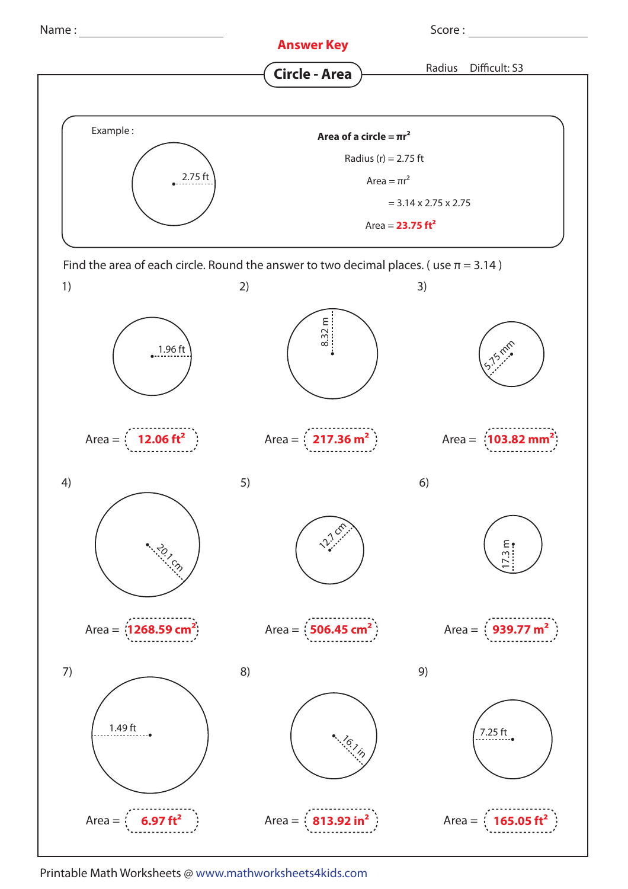Name : ______________ Score : ______________

**Answer Key**

# Circle - Area

Radius Difficult: S3

Example :

2.75 ft

**Area of a circle = $\pi r^2$**

Radius (r) = 2.75 ft

Area = $\pi r^2$

= 3.14 x 2.75 x 2.75

Area = **23.75 $ft^2$**

Find the area of each circle. Round the answer to two decimal places. ( use $\pi$ = 3.14 )

1) 1.96 ft

Area = **12.06 $ft^2$**

2) 8.32 m

Area = **217.36 $m^2$**

3) 5.75 mm

Area = **103.82 $mm^2$**

4) 20.1 cm

Area = **1268.59 $cm^2$**

5) 12.7 cm

Area = **506.45 $cm^2$**

6) 17.3 m

Area = **939.77 $m^2$**

7) 1.49 ft

Area = **6.97 $ft^2$**

8) 16.1 in

Area = **813.92 $in^2$**

9) 7.25 ft

Area = **165.05 $ft^2$**

Printable Math Worksheets @ www.mathworksheets4kids.com